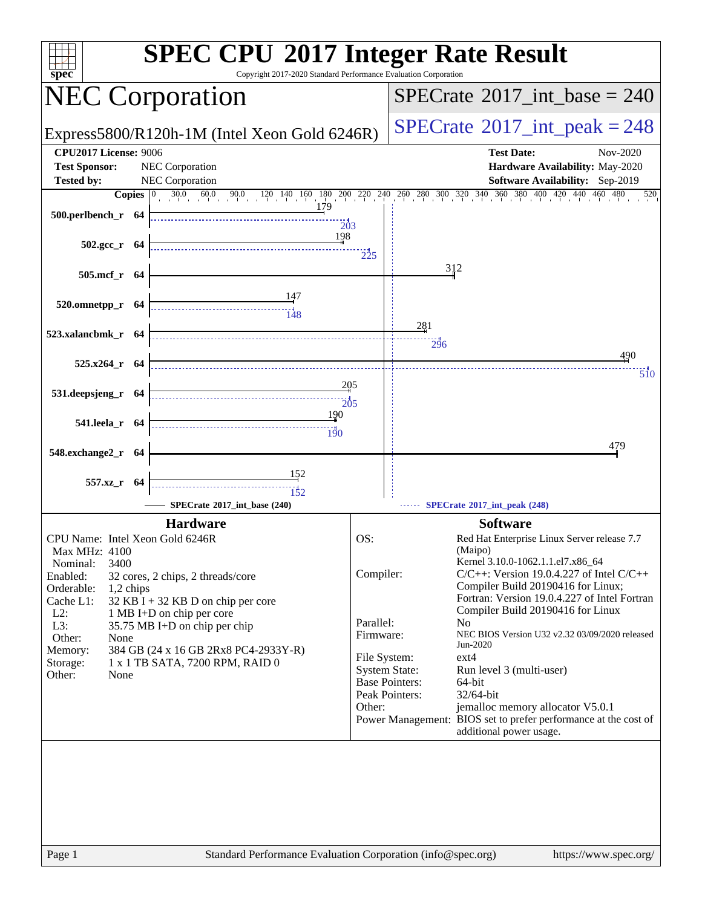# SPEC CPU 2017 Integer Rate Result

Copyright 2017-2020 Standard Performance Evaluation Corporation

## NEC Corporation

Express5800/R120h-1M (Intel Xeon Gold 6246R)

SPECrate 2017_int_base = 240

SPECrate 2017_int_peak = 248

**CPU2017 License:** 9006
**Test Sponsor:** NEC Corporation
**Tested by:** NEC Corporation

**Test Date:** Nov-2020
**Hardware Availability:** May-2020
**Software Availability:** Sep-2019

| Benchmark | Copies | Base | Peak |
|---|---|---|---|
| 500.perlbench_r | 64 | 179 | 203 |
| 502.gcc_r | 64 | 198 | 225 |
| 505.mcf_r | 64 | 312 | |
| 520.omnetpp_r | 64 | 147 | 148 |
| 523.xalancbmk_r | 64 | 281 | 296 |
| 525.x264_r | 64 | 490 | 510 |
| 531.deepsjeng_r | 64 | 205 | 205 |
| 541.leela_r | 64 | 190 | 190 |
| 548.exchange2_r | 64 | 479 | |
| 557.xz_r | 64 | 152 | 152 |

SPECrate 2017_int_base (240) — SPECrate 2017_int_peak (248)

## Hardware

- CPU Name: Intel Xeon Gold 6246R
- Max MHz: 4100
- Nominal: 3400
- Enabled: 32 cores, 2 chips, 2 threads/core
- Orderable: 1,2 chips
- Cache L1: 32 KB I + 32 KB D on chip per core
- L2: 1 MB I+D on chip per core
- L3: 35.75 MB I+D on chip per chip
- Other: None
- Memory: 384 GB (24 x 16 GB 2Rx8 PC4-2933Y-R)
- Storage: 1 x 1 TB SATA, 7200 RPM, RAID 0
- Other: None

## Software

- OS: Red Hat Enterprise Linux Server release 7.7 (Maipo) Kernel 3.10.0-1062.1.1.el7.x86_64
- Compiler: C/C++: Version 19.0.4.227 of Intel C/C++ Compiler Build 20190416 for Linux; Fortran: Version 19.0.4.227 of Intel Fortran Compiler Build 20190416 for Linux
- Parallel: No
- Firmware: NEC BIOS Version U32 v2.32 03/09/2020 released Jun-2020
- File System: ext4
- System State: Run level 3 (multi-user)
- Base Pointers: 64-bit
- Peak Pointers: 32/64-bit
- Other: jemalloc memory allocator V5.0.1
- Power Management: BIOS set to prefer performance at the cost of additional power usage.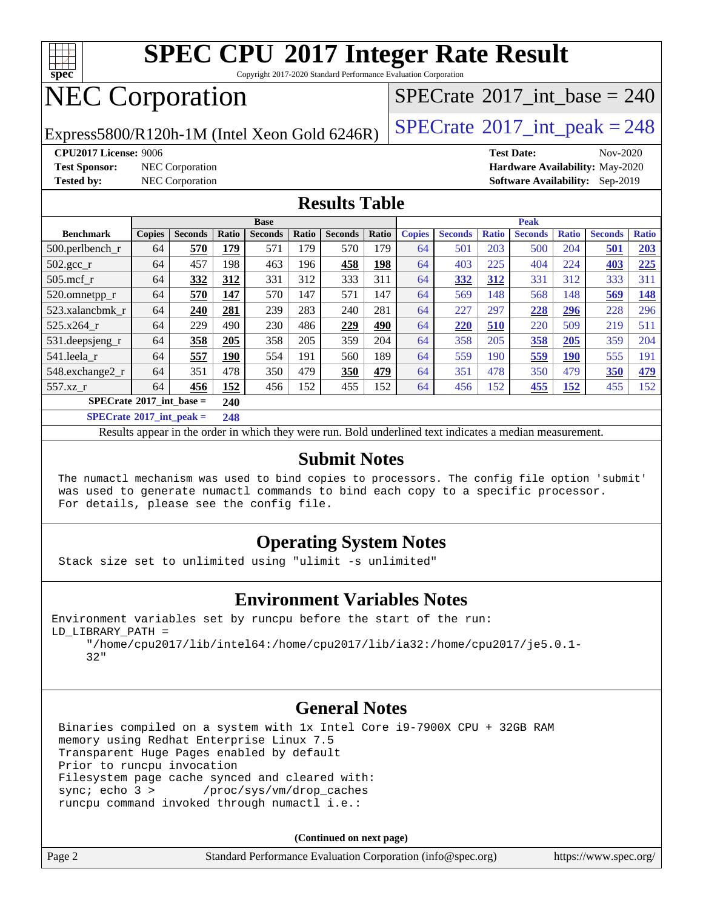# SPEC CPU 2017 Integer Rate Result

Copyright 2017-2020 Standard Performance Evaluation Corporation

# NEC Corporation

Express5800/R120h-1M (Intel Xeon Gold 6246R)

SPECrate 2017_int_base = 240

SPECrate 2017_int_peak = 248

**CPU2017 License:** 9006
**Test Sponsor:** NEC Corporation
**Tested by:** NEC Corporation

**Test Date:** Nov-2020
**Hardware Availability:** May-2020
**Software Availability:** Sep-2019

## Results Table

| Benchmark | Base | | | | | | | Peak | | | | | | |
|---|---|---|---|---|---|---|---|---|---|---|---|---|---|---|
| | Copies | Seconds | Ratio | Seconds | Ratio | Seconds | Ratio | Copies | Seconds | Ratio | Seconds | Ratio | Seconds | Ratio |
| 500.perlbench_r | 64 | **570** | **179** | 571 | 179 | 570 | 179 | 64 | 501 | 203 | 500 | 204 | **501** | **203** |
| 502.gcc_r | 64 | 457 | 198 | 463 | 196 | **458** | **198** | 64 | 403 | 225 | 404 | 224 | **403** | **225** |
| 505.mcf_r | 64 | **332** | **312** | 331 | 312 | 333 | 311 | 64 | **332** | **312** | 331 | 312 | 333 | 311 |
| 520.omnetpp_r | 64 | **570** | **147** | 570 | 147 | 571 | 147 | 64 | 569 | 148 | 568 | 148 | **569** | **148** |
| 523.xalancbmk_r | 64 | **240** | **281** | 239 | 283 | 240 | 281 | 64 | 227 | 297 | **228** | **296** | 228 | 296 |
| 525.x264_r | 64 | 229 | 490 | 230 | 486 | **229** | **490** | 64 | **220** | **510** | 220 | 509 | 219 | 511 |
| 531.deepsjeng_r | 64 | **358** | **205** | 358 | 205 | 359 | 204 | 64 | 358 | 205 | **358** | **205** | 359 | 204 |
| 541.leela_r | 64 | **557** | **190** | 554 | 191 | 560 | 189 | 64 | 559 | 190 | **559** | **190** | 555 | 191 |
| 548.exchange2_r | 64 | 351 | 478 | 350 | 479 | **350** | **479** | 64 | 351 | 478 | 350 | 479 | **350** | **479** |
| 557.xz_r | 64 | **456** | **152** | 456 | 152 | 455 | 152 | 64 | 456 | 152 | **455** | **152** | 455 | 152 |

**SPECrate 2017_int_base = 240**

**SPECrate 2017_int_peak = 248**

Results appear in the order in which they were run. Bold underlined text indicates a median measurement.

## Submit Notes

```
The numactl mechanism was used to bind copies to processors. The config file option 'submit'
was used to generate numactl commands to bind each copy to a specific processor.
For details, please see the config file.
```

## Operating System Notes

```
Stack size set to unlimited using "ulimit -s unlimited"
```

## Environment Variables Notes

```
Environment variables set by runcpu before the start of the run:
LD_LIBRARY_PATH =
     "/home/cpu2017/lib/intel64:/home/cpu2017/lib/ia32:/home/cpu2017/je5.0.1-
     32"
```

## General Notes

```
Binaries compiled on a system with 1x Intel Core i9-7900X CPU + 32GB RAM
memory using Redhat Enterprise Linux 7.5
Transparent Huge Pages enabled by default
Prior to runcpu invocation
Filesystem page cache synced and cleared with:
sync; echo 3 >       /proc/sys/vm/drop_caches
runcpu command invoked through numactl i.e.:
```

**(Continued on next page)**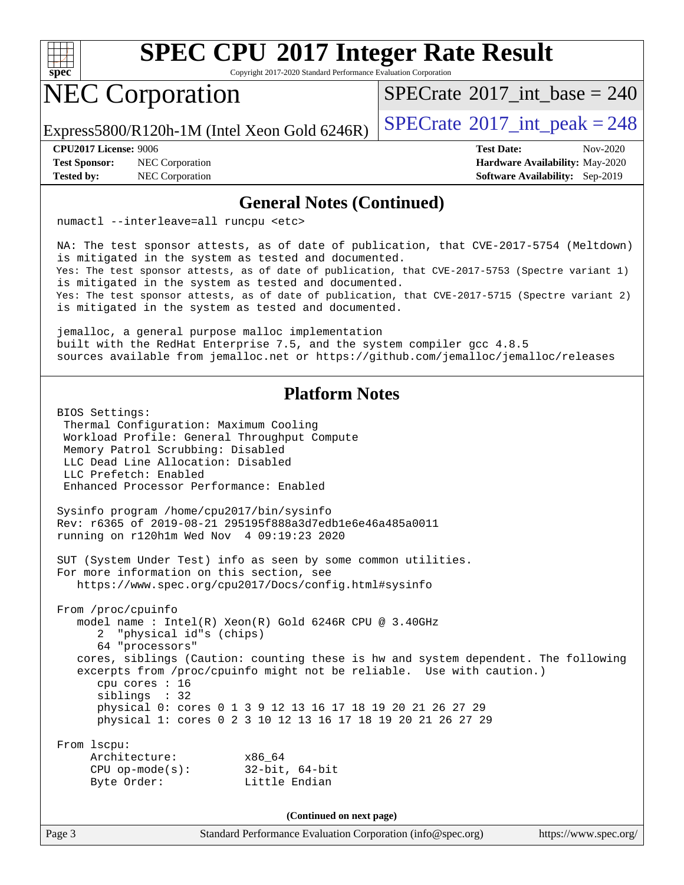## General Notes (Continued)

```
numactl --interleave=all runcpu <etc>

NA: The test sponsor attests, as of date of publication, that CVE-2017-5754 (Meltdown)
is mitigated in the system as tested and documented.
Yes: The test sponsor attests, as of date of publication, that CVE-2017-5753 (Spectre variant 1)
is mitigated in the system as tested and documented.
Yes: The test sponsor attests, as of date of publication, that CVE-2017-5715 (Spectre variant 2)
is mitigated in the system as tested and documented.

jemalloc, a general purpose malloc implementation
built with the RedHat Enterprise 7.5, and the system compiler gcc 4.8.5
sources available from jemalloc.net or https://github.com/jemalloc/jemalloc/releases
```

## Platform Notes

```
BIOS Settings:
 Thermal Configuration: Maximum Cooling
 Workload Profile: General Throughput Compute
 Memory Patrol Scrubbing: Disabled
 LLC Dead Line Allocation: Disabled
 LLC Prefetch: Enabled
 Enhanced Processor Performance: Enabled

Sysinfo program /home/cpu2017/bin/sysinfo
Rev: r6365 of 2019-08-21 295195f888a3d7edb1e6e46a485a0011
running on r120h1m Wed Nov  4 09:19:23 2020

SUT (System Under Test) info as seen by some common utilities.
For more information on this section, see
   https://www.spec.org/cpu2017/Docs/config.html#sysinfo

From /proc/cpuinfo
   model name : Intel(R) Xeon(R) Gold 6246R CPU @ 3.40GHz
      2  "physical id"s (chips)
      64 "processors"
   cores, siblings (Caution: counting these is hw and system dependent. The following
   excerpts from /proc/cpuinfo might not be reliable.  Use with caution.)
      cpu cores : 16
      siblings  : 32
      physical 0: cores 0 1 3 9 12 13 16 17 18 19 20 21 26 27 29
      physical 1: cores 0 2 3 10 12 13 16 17 18 19 20 21 26 27 29

From lscpu:
     Architecture:          x86_64
     CPU op-mode(s):        32-bit, 64-bit
     Byte Order:            Little Endian
```

(Continued on next page)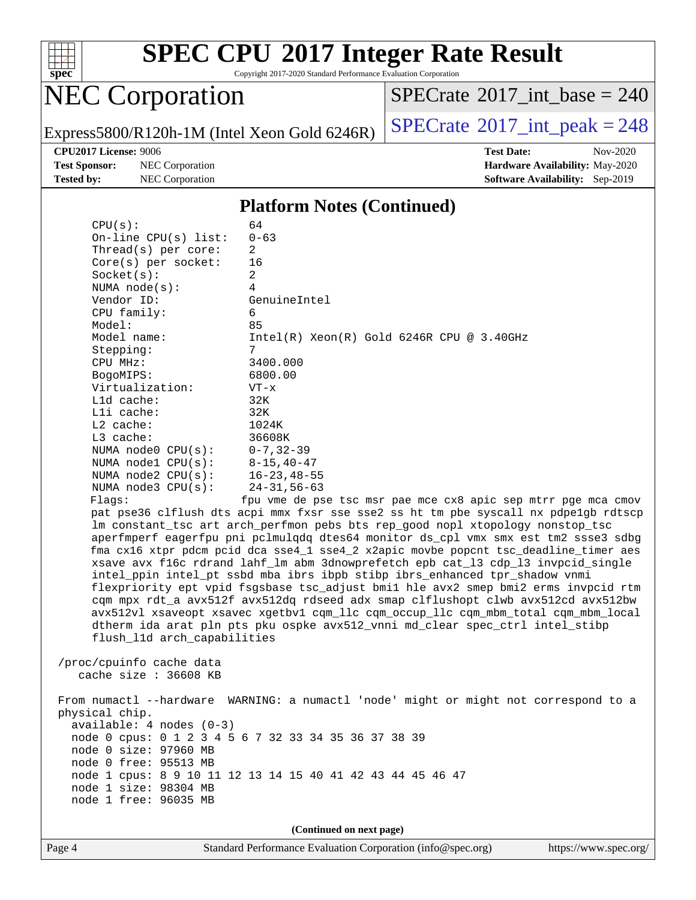# SPEC CPU 2017 Integer Rate Result

Copyright 2017-2020 Standard Performance Evaluation Corporation

## NEC Corporation

Express5800/R120h-1M (Intel Xeon Gold 6246R)

SPECrate 2017_int_base = 240

SPECrate 2017_int_peak = 248

**CPU2017 License:** 9006
**Test Sponsor:** NEC Corporation
**Tested by:** NEC Corporation

**Test Date:** Nov-2020
**Hardware Availability:** May-2020
**Software Availability:** Sep-2019

### Platform Notes (Continued)

```
     CPU(s):                64
     On-line CPU(s) list:   0-63
     Thread(s) per core:    2
     Core(s) per socket:    16
     Socket(s):             2
     NUMA node(s):          4
     Vendor ID:             GenuineIntel
     CPU family:            6
     Model:                 85
     Model name:            Intel(R) Xeon(R) Gold 6246R CPU @ 3.40GHz
     Stepping:              7
     CPU MHz:               3400.000
     BogoMIPS:              6800.00
     Virtualization:        VT-x
     L1d cache:             32K
     L1i cache:             32K
     L2 cache:              1024K
     L3 cache:              36608K
     NUMA node0 CPU(s):     0-7,32-39
     NUMA node1 CPU(s):     8-15,40-47
     NUMA node2 CPU(s):     16-23,48-55
     NUMA node3 CPU(s):     24-31,56-63
     Flags:                fpu vme de pse tsc msr pae mce cx8 apic sep mtrr pge mca cmov
     pat pse36 clflush dts acpi mmx fxsr sse sse2 ss ht tm pbe syscall nx pdpe1gb rdtscp
     lm constant_tsc art arch_perfmon pebs bts rep_good nopl xtopology nonstop_tsc
     aperfmperf eagerfpu pni pclmulqdq dtes64 monitor ds_cpl vmx smx est tm2 ssse3 sdbg
     fma cx16 xtpr pdcm pcid dca sse4_1 sse4_2 x2apic movbe popcnt tsc_deadline_timer aes
     xsave avx f16c rdrand lahf_lm abm 3dnowprefetch epb cat_l3 cdp_l3 invpcid_single
     intel_ppin intel_pt ssbd mba ibrs ibpb stibp ibrs_enhanced tpr_shadow vnmi
     flexpriority ept vpid fsgsbase tsc_adjust bmi1 hle avx2 smep bmi2 erms invpcid rtm
     cqm mpx rdt_a avx512f avx512dq rdseed adx smap clflushopt clwb avx512cd avx512bw
     avx512vl xsaveopt xsavec xgetbv1 cqm_llc cqm_occup_llc cqm_mbm_total cqm_mbm_local
     dtherm ida arat pln pts pku ospke avx512_vnni md_clear spec_ctrl intel_stibp
     flush_l1d arch_capabilities

 /proc/cpuinfo cache data
    cache size : 36608 KB

 From numactl --hardware  WARNING: a numactl 'node' might or might not correspond to a
 physical chip.
   available: 4 nodes (0-3)
   node 0 cpus: 0 1 2 3 4 5 6 7 32 33 34 35 36 37 38 39
   node 0 size: 97960 MB
   node 0 free: 95513 MB
   node 1 cpus: 8 9 10 11 12 13 14 15 40 41 42 43 44 45 46 47
   node 1 size: 98304 MB
   node 1 free: 96035 MB
```

(Continued on next page)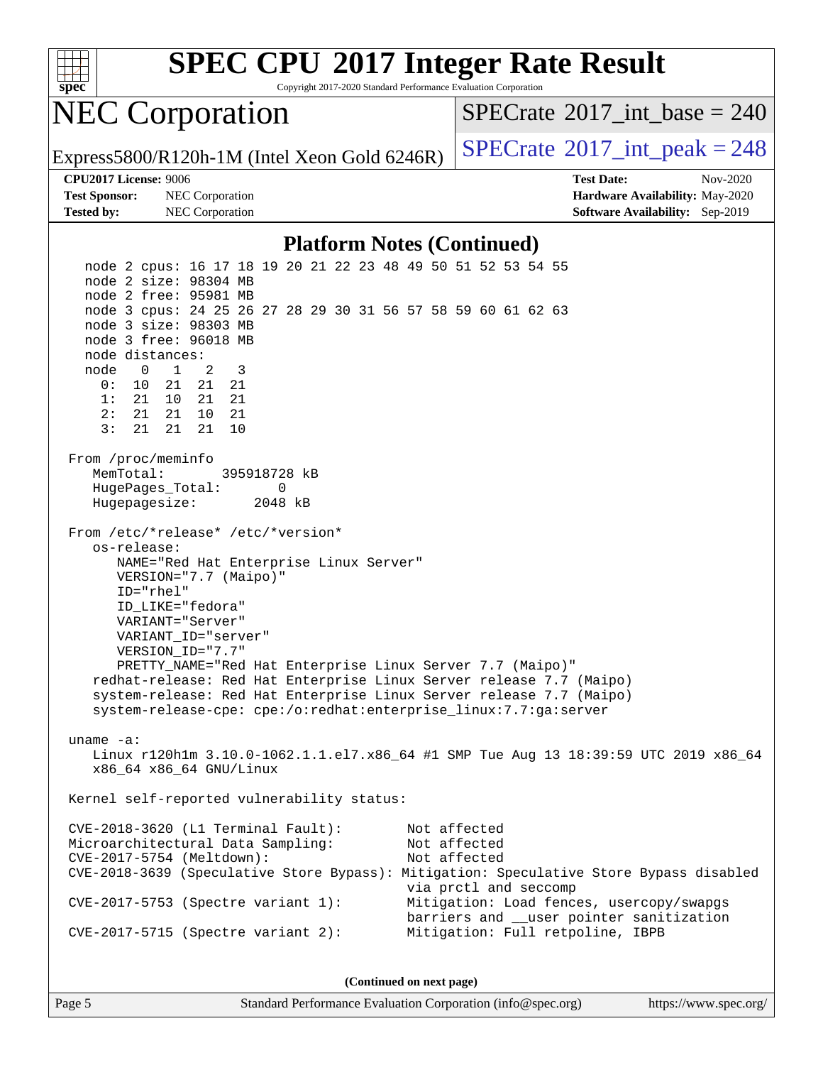# SPEC CPU 2017 Integer Rate Result

Copyright 2017-2020 Standard Performance Evaluation Corporation

## NEC Corporation

Express5800/R120h-1M (Intel Xeon Gold 6246R)

SPECrate 2017_int_base = 240

SPECrate 2017_int_peak = 248

**CPU2017 License:** 9006
**Test Sponsor:** NEC Corporation
**Tested by:** NEC Corporation

**Test Date:** Nov-2020
**Hardware Availability:** May-2020
**Software Availability:** Sep-2019

### Platform Notes (Continued)

```
    node 2 cpus: 16 17 18 19 20 21 22 23 48 49 50 51 52 53 54 55
    node 2 size: 98304 MB
    node 2 free: 95981 MB
    node 3 cpus: 24 25 26 27 28 29 30 31 56 57 58 59 60 61 62 63
    node 3 size: 98303 MB
    node 3 free: 96018 MB
    node distances:
    node   0   1   2   3
      0:  10  21  21  21
      1:  21  10  21  21
      2:  21  21  10  21
      3:  21  21  21  10

 From /proc/meminfo
    MemTotal:       395918728 kB
    HugePages_Total:       0
    Hugepagesize:       2048 kB

 From /etc/*release* /etc/*version*
    os-release:
       NAME="Red Hat Enterprise Linux Server"
       VERSION="7.7 (Maipo)"
       ID="rhel"
       ID_LIKE="fedora"
       VARIANT="Server"
       VARIANT_ID="server"
       VERSION_ID="7.7"
       PRETTY_NAME="Red Hat Enterprise Linux Server 7.7 (Maipo)"
    redhat-release: Red Hat Enterprise Linux Server release 7.7 (Maipo)
    system-release: Red Hat Enterprise Linux Server release 7.7 (Maipo)
    system-release-cpe: cpe:/o:redhat:enterprise_linux:7.7:ga:server

 uname -a:
    Linux r120h1m 3.10.0-1062.1.1.el7.x86_64 #1 SMP Tue Aug 13 18:39:59 UTC 2019 x86_64
    x86_64 x86_64 GNU/Linux

 Kernel self-reported vulnerability status:

 CVE-2018-3620 (L1 Terminal Fault):         Not affected
 Microarchitectural Data Sampling:          Not affected
 CVE-2017-5754 (Meltdown):                  Not affected
 CVE-2018-3639 (Speculative Store Bypass): Mitigation: Speculative Store Bypass disabled
                                            via prctl and seccomp
 CVE-2017-5753 (Spectre variant 1):         Mitigation: Load fences, usercopy/swapgs
                                            barriers and __user pointer sanitization
 CVE-2017-5715 (Spectre variant 2):         Mitigation: Full retpoline, IBPB
```

(Continued on next page)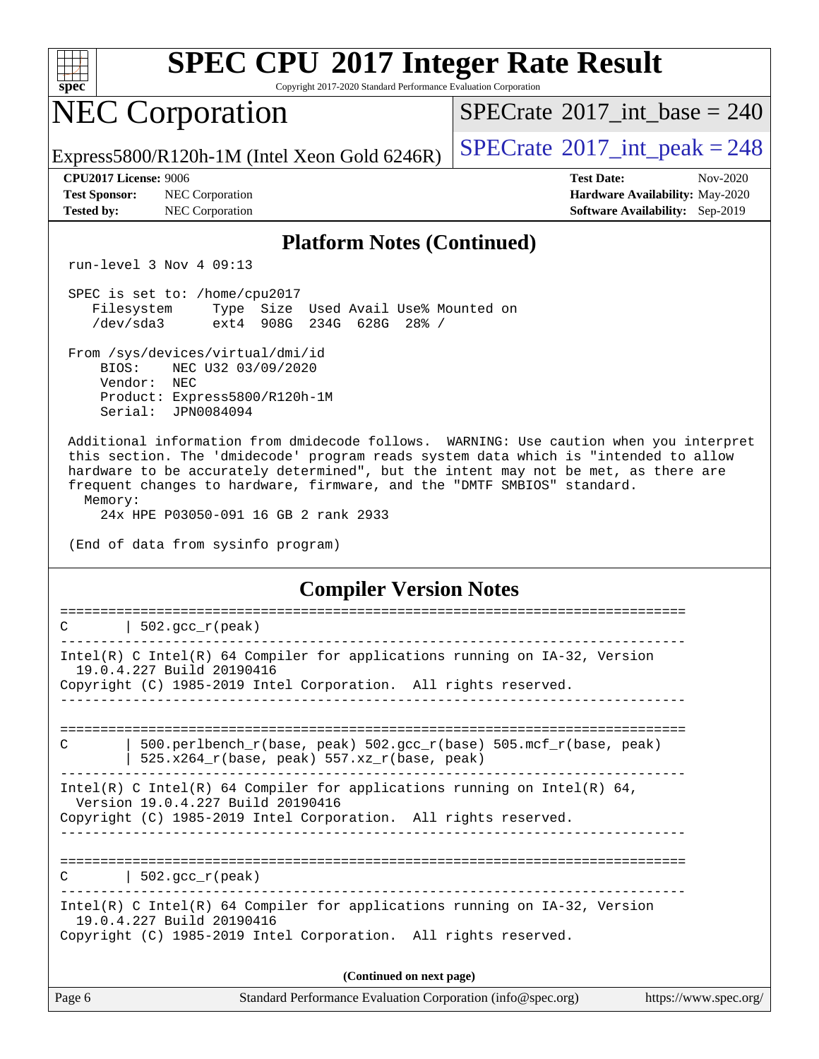# Platform Notes (Continued)

```
run-level 3 Nov 4 09:13

SPEC is set to: /home/cpu2017
   Filesystem     Type  Size  Used Avail Use% Mounted on
   /dev/sda3      ext4  908G  234G  628G  28% /

From /sys/devices/virtual/dmi/id
    BIOS:    NEC U32 03/09/2020
    Vendor:  NEC
    Product: Express5800/R120h-1M
    Serial:  JPN0084094

Additional information from dmidecode follows.  WARNING: Use caution when you interpret
this section. The 'dmidecode' program reads system data which is "intended to allow
hardware to be accurately determined", but the intent may not be met, as there are
frequent changes to hardware, firmware, and the "DMTF SMBIOS" standard.
  Memory:
    24x HPE P03050-091 16 GB 2 rank 2933

(End of data from sysinfo program)
```

# Compiler Version Notes

```
==============================================================================
C       | 502.gcc_r(peak)
------------------------------------------------------------------------------
Intel(R) C Intel(R) 64 Compiler for applications running on IA-32, Version
  19.0.4.227 Build 20190416
Copyright (C) 1985-2019 Intel Corporation.  All rights reserved.
------------------------------------------------------------------------------

==============================================================================
C       | 500.perlbench_r(base, peak) 502.gcc_r(base) 505.mcf_r(base, peak)
        | 525.x264_r(base, peak) 557.xz_r(base, peak)
------------------------------------------------------------------------------
Intel(R) C Intel(R) 64 Compiler for applications running on Intel(R) 64,
  Version 19.0.4.227 Build 20190416
Copyright (C) 1985-2019 Intel Corporation.  All rights reserved.
------------------------------------------------------------------------------

==============================================================================
C       | 502.gcc_r(peak)
------------------------------------------------------------------------------
Intel(R) C Intel(R) 64 Compiler for applications running on IA-32, Version
  19.0.4.227 Build 20190416
Copyright (C) 1985-2019 Intel Corporation.  All rights reserved.
```

(Continued on next page)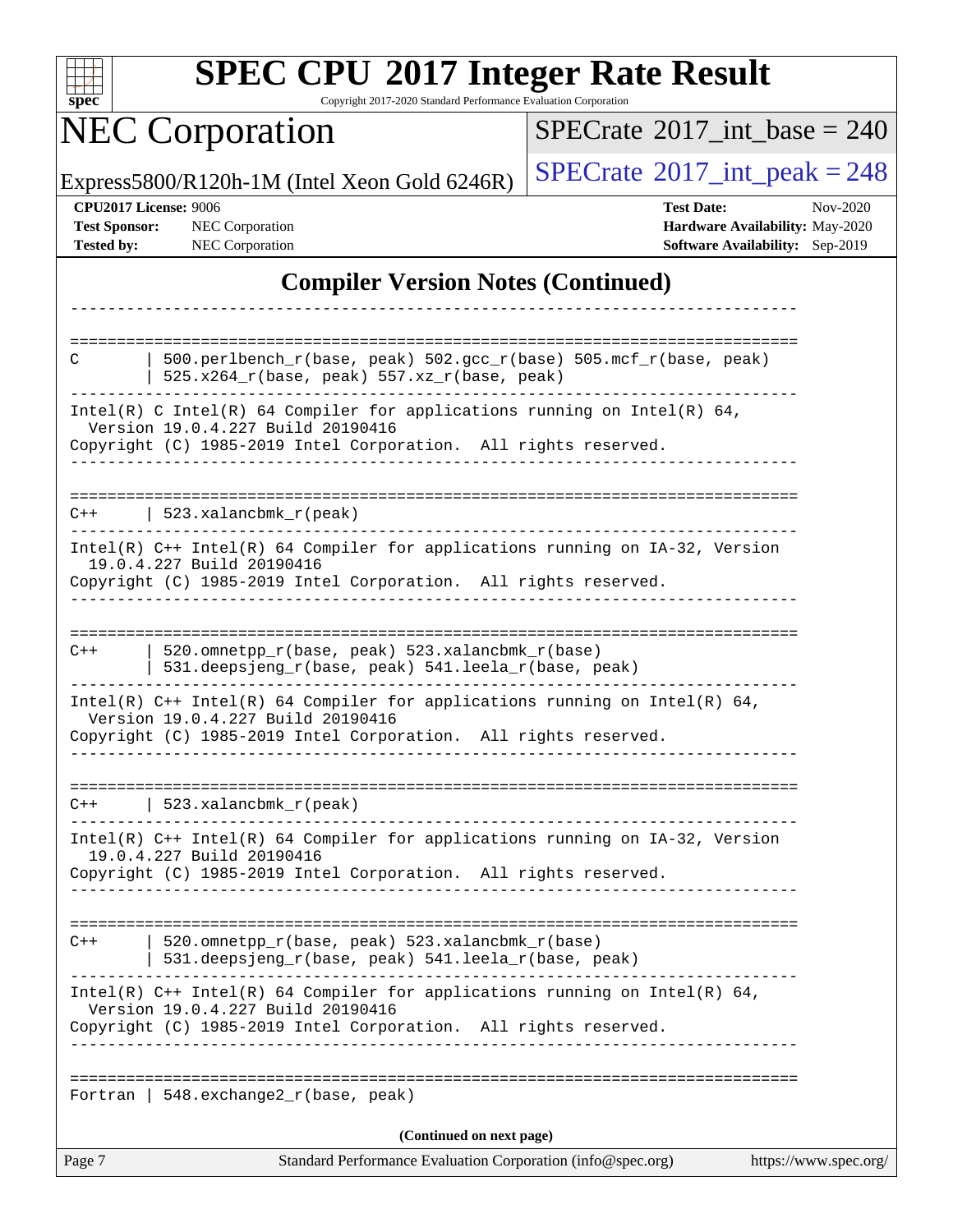## Compiler Version Notes (Continued)

```
------------------------------------------------------------------------------

==============================================================================
C       | 500.perlbench_r(base, peak) 502.gcc_r(base) 505.mcf_r(base, peak)
        | 525.x264_r(base, peak) 557.xz_r(base, peak)
------------------------------------------------------------------------------
Intel(R) C Intel(R) 64 Compiler for applications running on Intel(R) 64,
  Version 19.0.4.227 Build 20190416
Copyright (C) 1985-2019 Intel Corporation.  All rights reserved.
------------------------------------------------------------------------------

==============================================================================
C++     | 523.xalancbmk_r(peak)
------------------------------------------------------------------------------
Intel(R) C++ Intel(R) 64 Compiler for applications running on IA-32, Version
  19.0.4.227 Build 20190416
Copyright (C) 1985-2019 Intel Corporation.  All rights reserved.
------------------------------------------------------------------------------

==============================================================================
C++     | 520.omnetpp_r(base, peak) 523.xalancbmk_r(base)
        | 531.deepsjeng_r(base, peak) 541.leela_r(base, peak)
------------------------------------------------------------------------------
Intel(R) C++ Intel(R) 64 Compiler for applications running on Intel(R) 64,
  Version 19.0.4.227 Build 20190416
Copyright (C) 1985-2019 Intel Corporation.  All rights reserved.
------------------------------------------------------------------------------

==============================================================================
C++     | 523.xalancbmk_r(peak)
------------------------------------------------------------------------------
Intel(R) C++ Intel(R) 64 Compiler for applications running on IA-32, Version
  19.0.4.227 Build 20190416
Copyright (C) 1985-2019 Intel Corporation.  All rights reserved.
------------------------------------------------------------------------------

==============================================================================
C++     | 520.omnetpp_r(base, peak) 523.xalancbmk_r(base)
        | 531.deepsjeng_r(base, peak) 541.leela_r(base, peak)
------------------------------------------------------------------------------
Intel(R) C++ Intel(R) 64 Compiler for applications running on Intel(R) 64,
  Version 19.0.4.227 Build 20190416
Copyright (C) 1985-2019 Intel Corporation.  All rights reserved.
------------------------------------------------------------------------------

==============================================================================
Fortran | 548.exchange2_r(base, peak)
```

(Continued on next page)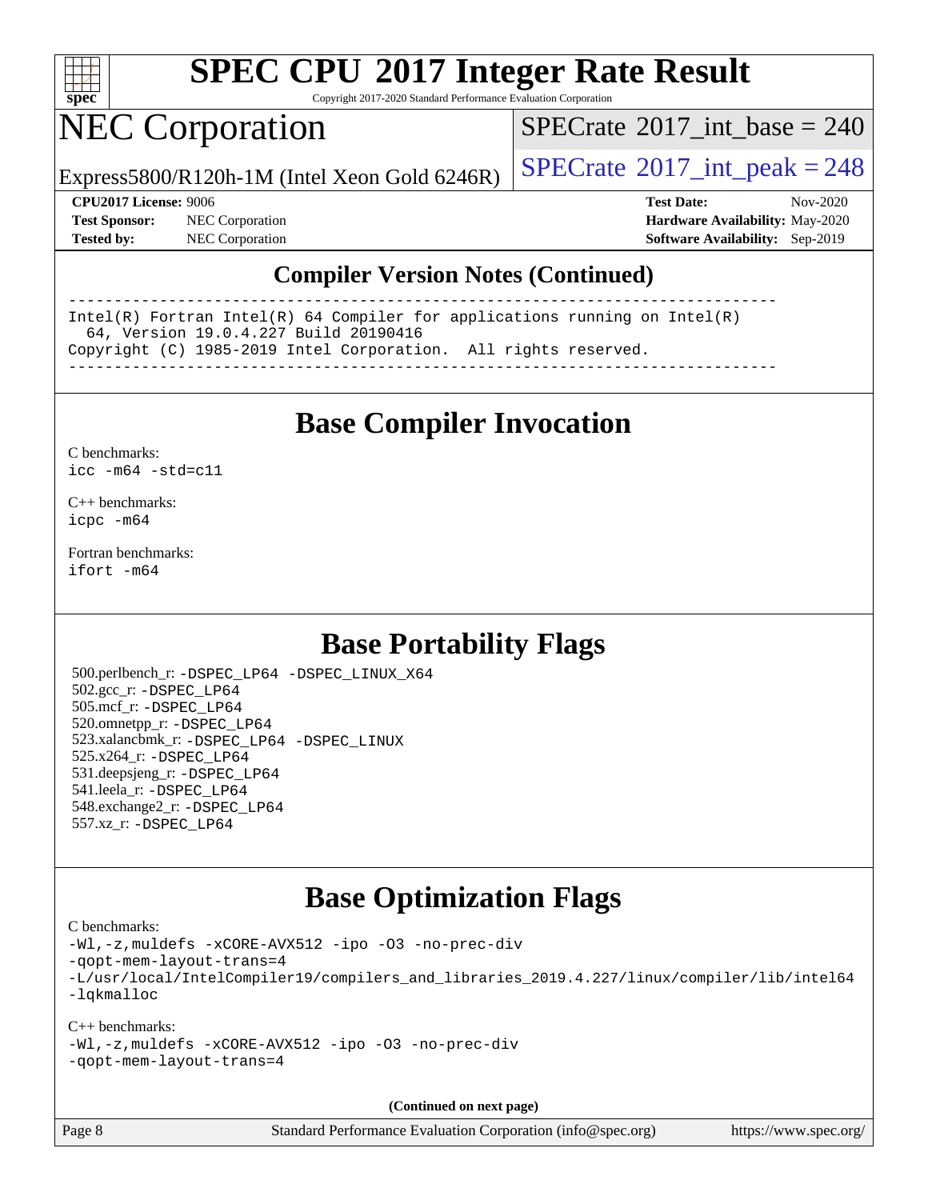# SPEC CPU 2017 Integer Rate Result

Copyright 2017-2020 Standard Performance Evaluation Corporation

# NEC Corporation

Express5800/R120h-1M (Intel Xeon Gold 6246R)

SPECrate 2017_int_base = 240

SPECrate 2017_int_peak = 248

**CPU2017 License:** 9006
**Test Sponsor:** NEC Corporation
**Tested by:** NEC Corporation

**Test Date:** Nov-2020
**Hardware Availability:** May-2020
**Software Availability:** Sep-2019

## Compiler Version Notes (Continued)

```
==============================================================================
Intel(R) Fortran Intel(R) 64 Compiler for applications running on Intel(R)
  64, Version 19.0.4.227 Build 20190416
Copyright (C) 1985-2019 Intel Corporation.  All rights reserved.
------------------------------------------------------------------------------
```

## Base Compiler Invocation

C benchmarks:
`icc -m64 -std=c11`

C++ benchmarks:
`icpc -m64`

Fortran benchmarks:
`ifort -m64`

## Base Portability Flags

500.perlbench_r: `-DSPEC_LP64 -DSPEC_LINUX_X64`
502.gcc_r: `-DSPEC_LP64`
505.mcf_r: `-DSPEC_LP64`
520.omnetpp_r: `-DSPEC_LP64`
523.xalancbmk_r: `-DSPEC_LP64 -DSPEC_LINUX`
525.x264_r: `-DSPEC_LP64`
531.deepsjeng_r: `-DSPEC_LP64`
541.leela_r: `-DSPEC_LP64`
548.exchange2_r: `-DSPEC_LP64`
557.xz_r: `-DSPEC_LP64`

## Base Optimization Flags

C benchmarks:
```
-Wl,-z,muldefs -xCORE-AVX512 -ipo -O3 -no-prec-div
-qopt-mem-layout-trans=4
-L/usr/local/IntelCompiler19/compilers_and_libraries_2019.4.227/linux/compiler/lib/intel64
-lqkmalloc
```

C++ benchmarks:
```
-Wl,-z,muldefs -xCORE-AVX512 -ipo -O3 -no-prec-div
-qopt-mem-layout-trans=4
```

**(Continued on next page)**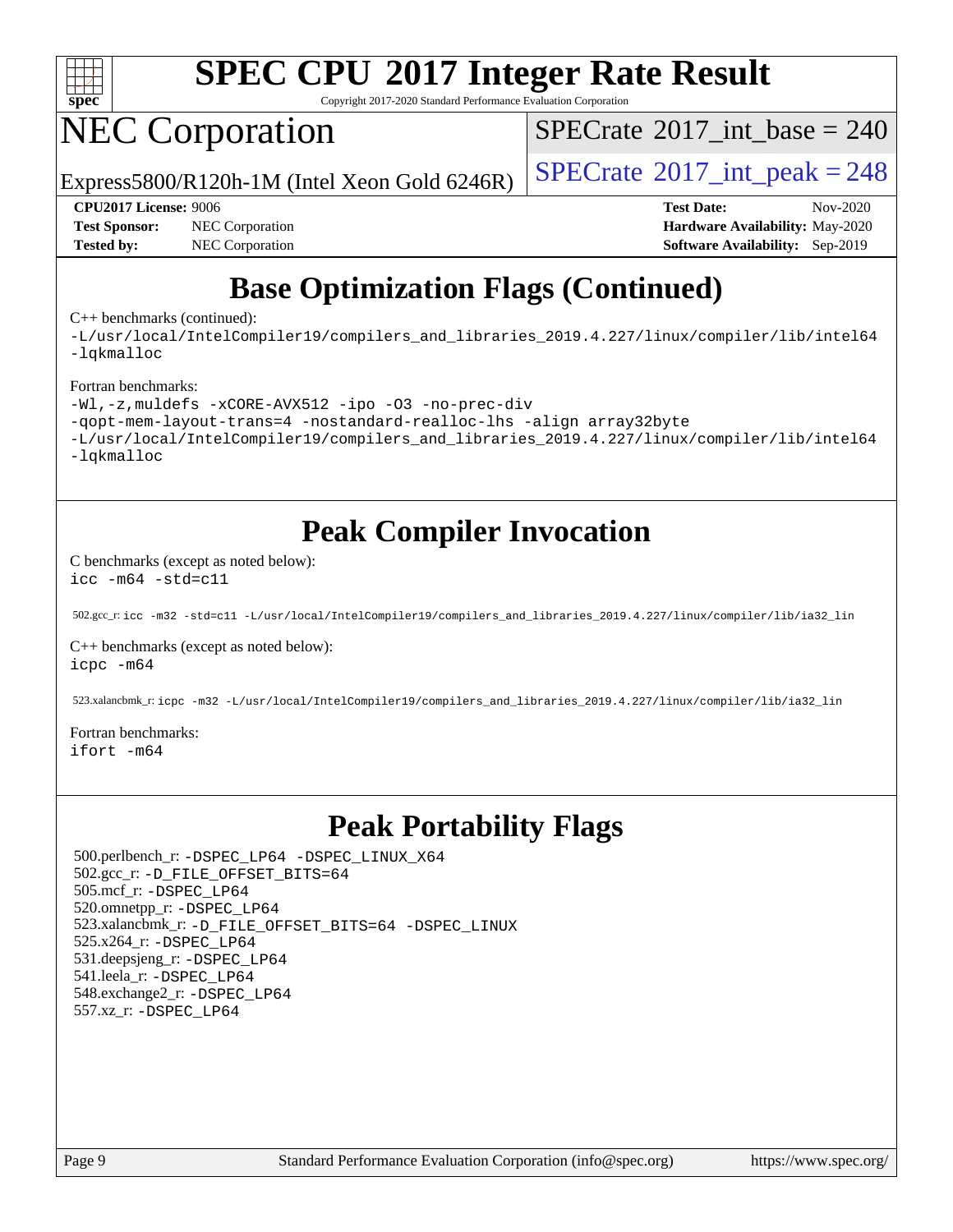# SPEC CPU 2017 Integer Rate Result

Copyright 2017-2020 Standard Performance Evaluation Corporation

# NEC Corporation

Express5800/R120h-1M (Intel Xeon Gold 6246R)

SPECrate 2017_int_base = 240

SPECrate 2017_int_peak = 248

**CPU2017 License:** 9006
**Test Sponsor:** NEC Corporation
**Tested by:** NEC Corporation

**Test Date:** Nov-2020
**Hardware Availability:** May-2020
**Software Availability:** Sep-2019

## Base Optimization Flags (Continued)

C++ benchmarks (continued):

```
-L/usr/local/IntelCompiler19/compilers_and_libraries_2019.4.227/linux/compiler/lib/intel64
-lqkmalloc
```

Fortran benchmarks:

```
-Wl,-z,muldefs -xCORE-AVX512 -ipo -O3 -no-prec-div
-qopt-mem-layout-trans=4 -nostandard-realloc-lhs -align array32byte
-L/usr/local/IntelCompiler19/compilers_and_libraries_2019.4.227/linux/compiler/lib/intel64
-lqkmalloc
```

## Peak Compiler Invocation

C benchmarks (except as noted below):

```
icc -m64 -std=c11
```

502.gcc_r: `icc -m32 -std=c11 -L/usr/local/IntelCompiler19/compilers_and_libraries_2019.4.227/linux/compiler/lib/ia32_lin`

C++ benchmarks (except as noted below):

```
icpc -m64
```

523.xalancbmk_r: `icpc -m32 -L/usr/local/IntelCompiler19/compilers_and_libraries_2019.4.227/linux/compiler/lib/ia32_lin`

Fortran benchmarks:

```
ifort -m64
```

## Peak Portability Flags

500.perlbench_r: -DSPEC_LP64 -DSPEC_LINUX_X64
502.gcc_r: -D_FILE_OFFSET_BITS=64
505.mcf_r: -DSPEC_LP64
520.omnetpp_r: -DSPEC_LP64
523.xalancbmk_r: -D_FILE_OFFSET_BITS=64 -DSPEC_LINUX
525.x264_r: -DSPEC_LP64
531.deepsjeng_r: -DSPEC_LP64
541.leela_r: -DSPEC_LP64
548.exchange2_r: -DSPEC_LP64
557.xz_r: -DSPEC_LP64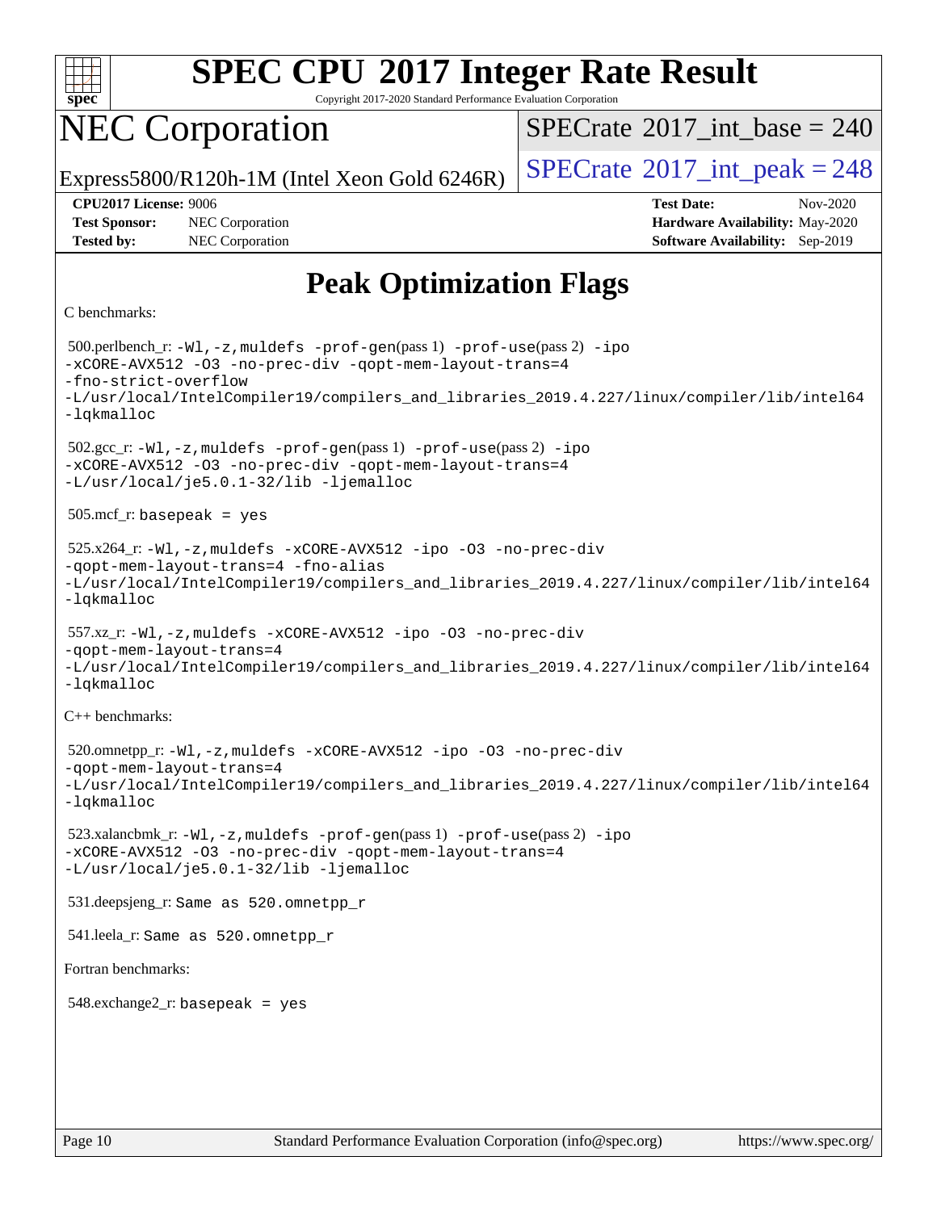# Peak Optimization Flags

C benchmarks:

500.perlbench_r: `-Wl,-z,muldefs -prof-gen`(pass 1) `-prof-use`(pass 2) `-ipo -xCORE-AVX512 -O3 -no-prec-div -qopt-mem-layout-trans=4 -fno-strict-overflow -L/usr/local/IntelCompiler19/compilers_and_libraries_2019.4.227/linux/compiler/lib/intel64 -lqkmalloc`

502.gcc_r: `-Wl,-z,muldefs -prof-gen`(pass 1) `-prof-use`(pass 2) `-ipo -xCORE-AVX512 -O3 -no-prec-div -qopt-mem-layout-trans=4 -L/usr/local/je5.0.1-32/lib -ljemalloc`

505.mcf_r: `basepeak = yes`

525.x264_r: `-Wl,-z,muldefs -xCORE-AVX512 -ipo -O3 -no-prec-div -qopt-mem-layout-trans=4 -fno-alias -L/usr/local/IntelCompiler19/compilers_and_libraries_2019.4.227/linux/compiler/lib/intel64 -lqkmalloc`

557.xz_r: `-Wl,-z,muldefs -xCORE-AVX512 -ipo -O3 -no-prec-div -qopt-mem-layout-trans=4 -L/usr/local/IntelCompiler19/compilers_and_libraries_2019.4.227/linux/compiler/lib/intel64 -lqkmalloc`

C++ benchmarks:

520.omnetpp_r: `-Wl,-z,muldefs -xCORE-AVX512 -ipo -O3 -no-prec-div -qopt-mem-layout-trans=4 -L/usr/local/IntelCompiler19/compilers_and_libraries_2019.4.227/linux/compiler/lib/intel64 -lqkmalloc`

523.xalancbmk_r: `-Wl,-z,muldefs -prof-gen`(pass 1) `-prof-use`(pass 2) `-ipo -xCORE-AVX512 -O3 -no-prec-div -qopt-mem-layout-trans=4 -L/usr/local/je5.0.1-32/lib -ljemalloc`

531.deepsjeng_r: `Same as 520.omnetpp_r`

541.leela_r: `Same as 520.omnetpp_r`

Fortran benchmarks:

548.exchange2_r: `basepeak = yes`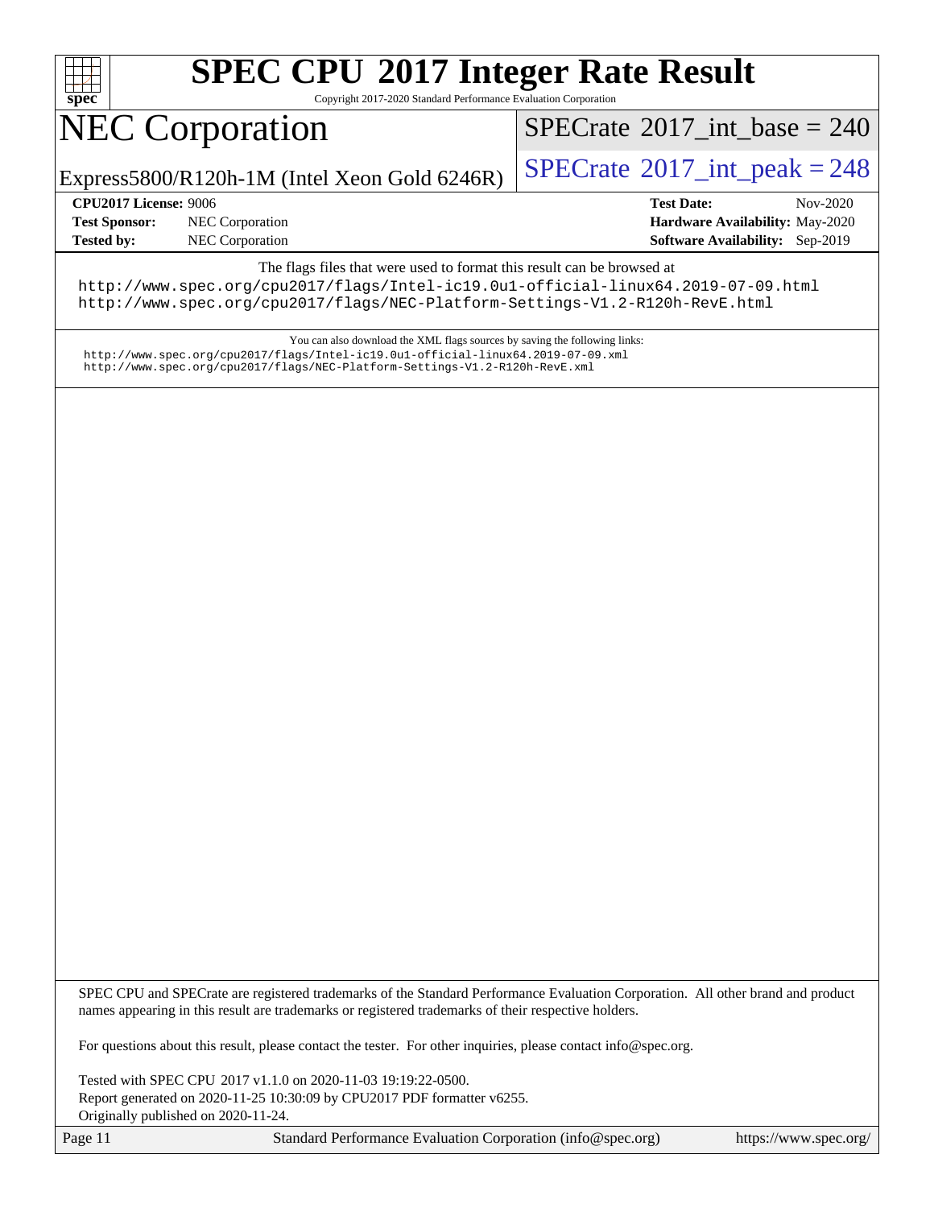The flags files that were used to format this result can be browsed at

http://www.spec.org/cpu2017/flags/Intel-ic19.0u1-official-linux64.2019-07-09.html
http://www.spec.org/cpu2017/flags/NEC-Platform-Settings-V1.2-R120h-RevE.html

You can also download the XML flags sources by saving the following links:

http://www.spec.org/cpu2017/flags/Intel-ic19.0u1-official-linux64.2019-07-09.xml
http://www.spec.org/cpu2017/flags/NEC-Platform-Settings-V1.2-R120h-RevE.xml

SPEC CPU and SPECrate are registered trademarks of the Standard Performance Evaluation Corporation. All other brand and product names appearing in this result are trademarks or registered trademarks of their respective holders.

For questions about this result, please contact the tester. For other inquiries, please contact info@spec.org.

Tested with SPEC CPU 2017 v1.1.0 on 2020-11-03 19:19:22-0500.
Report generated on 2020-11-25 10:30:09 by CPU2017 PDF formatter v6255.
Originally published on 2020-11-24.